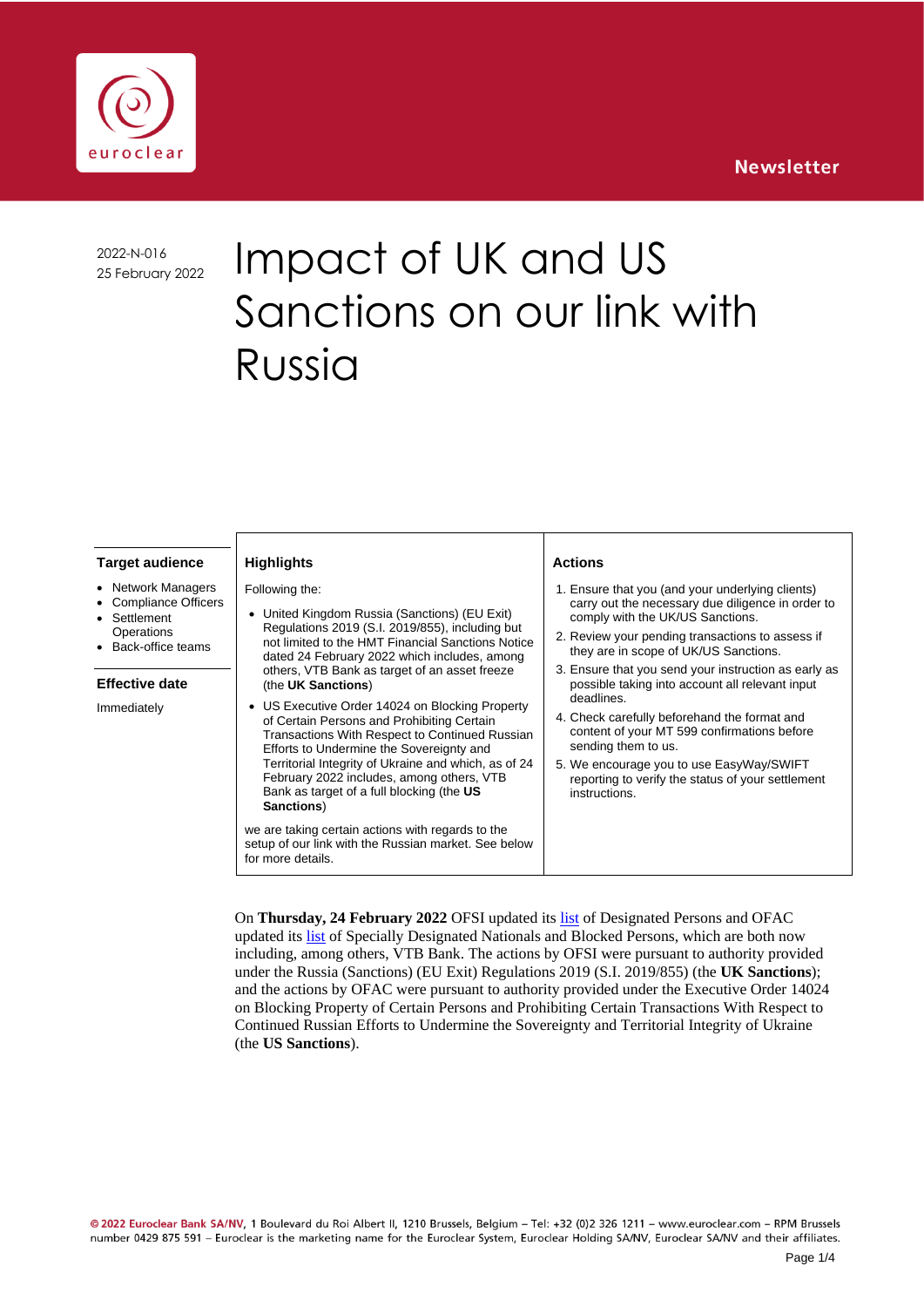Newsletter

2022-N-016
25 February 2022

# Impact of UK and US Sanctions on our link with Russia

### Target audience

- Network Managers
- Compliance Officers
- Settlement Operations
- Back-office teams

### Effective date

Immediately

### Highlights

Following the:

- United Kingdom Russia (Sanctions) (EU Exit) Regulations 2019 (S.I. 2019/855), including but not limited to the HMT Financial Sanctions Notice dated 24 February 2022 which includes, among others, VTB Bank as target of an asset freeze (the **UK Sanctions**)
- US Executive Order 14024 on Blocking Property of Certain Persons and Prohibiting Certain Transactions With Respect to Continued Russian Efforts to Undermine the Sovereignty and Territorial Integrity of Ukraine and which, as of 24 February 2022 includes, among others, VTB Bank as target of a full blocking (the **US Sanctions**)

we are taking certain actions with regards to the setup of our link with the Russian market. See below for more details.

### Actions

1. Ensure that you (and your underlying clients) carry out the necessary due diligence in order to comply with the UK/US Sanctions.
2. Review your pending transactions to assess if they are in scope of UK/US Sanctions.
3. Ensure that you send your instruction as early as possible taking into account all relevant input deadlines.
4. Check carefully beforehand the format and content of your MT 599 confirmations before sending them to us.
5. We encourage you to use EasyWay/SWIFT reporting to verify the status of your settlement instructions.

On **Thursday, 24 February 2022** OFSI updated its list of Designated Persons and OFAC updated its list of Specially Designated Nationals and Blocked Persons, which are both now including, among others, VTB Bank. The actions by OFSI were pursuant to authority provided under the Russia (Sanctions) (EU Exit) Regulations 2019 (S.I. 2019/855) (the **UK Sanctions**); and the actions by OFAC were pursuant to authority provided under the Executive Order 14024 on Blocking Property of Certain Persons and Prohibiting Certain Transactions With Respect to Continued Russian Efforts to Undermine the Sovereignty and Territorial Integrity of Ukraine (the **US Sanctions**).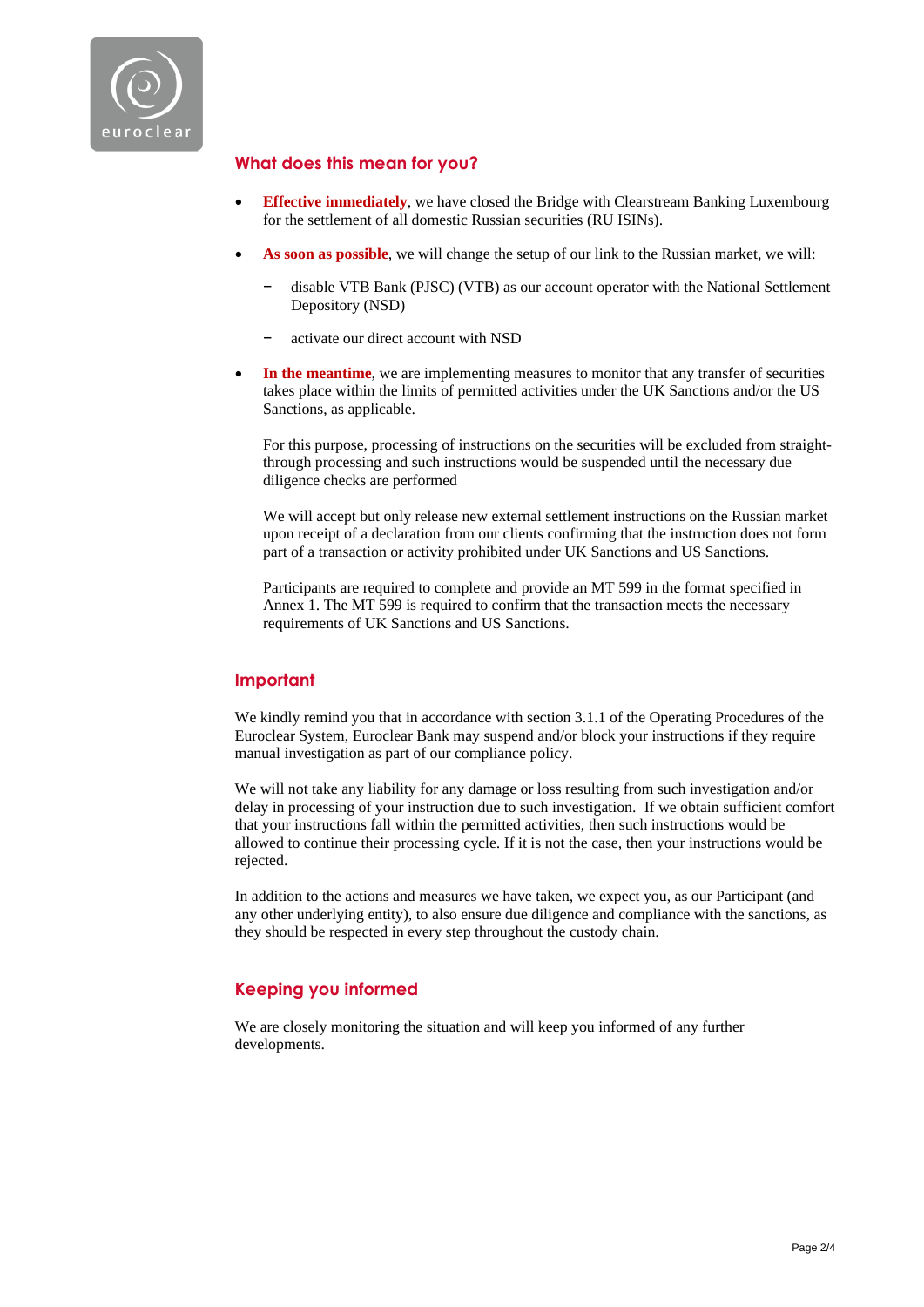## What does this mean for you?

- **Effective immediately**, we have closed the Bridge with Clearstream Banking Luxembourg for the settlement of all domestic Russian securities (RU ISINs).
- **As soon as possible**, we will change the setup of our link to the Russian market, we will:
  - disable VTB Bank (PJSC) (VTB) as our account operator with the National Settlement Depository (NSD)
  - activate our direct account with NSD
- **In the meantime**, we are implementing measures to monitor that any transfer of securities takes place within the limits of permitted activities under the UK Sanctions and/or the US Sanctions, as applicable.

  For this purpose, processing of instructions on the securities will be excluded from straight-through processing and such instructions would be suspended until the necessary due diligence checks are performed

  We will accept but only release new external settlement instructions on the Russian market upon receipt of a declaration from our clients confirming that the instruction does not form part of a transaction or activity prohibited under UK Sanctions and US Sanctions.

  Participants are required to complete and provide an MT 599 in the format specified in Annex 1. The MT 599 is required to confirm that the transaction meets the necessary requirements of UK Sanctions and US Sanctions.

## Important

We kindly remind you that in accordance with section 3.1.1 of the Operating Procedures of the Euroclear System, Euroclear Bank may suspend and/or block your instructions if they require manual investigation as part of our compliance policy.

We will not take any liability for any damage or loss resulting from such investigation and/or delay in processing of your instruction due to such investigation. If we obtain sufficient comfort that your instructions fall within the permitted activities, then such instructions would be allowed to continue their processing cycle. If it is not the case, then your instructions would be rejected.

In addition to the actions and measures we have taken, we expect you, as our Participant (and any other underlying entity), to also ensure due diligence and compliance with the sanctions, as they should be respected in every step throughout the custody chain.

## Keeping you informed

We are closely monitoring the situation and will keep you informed of any further developments.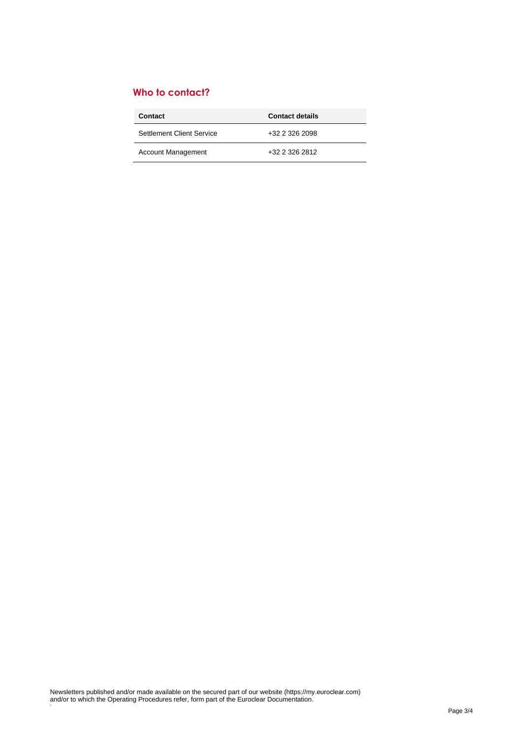## Who to contact?

| Contact | Contact details |
| --- | --- |
| Settlement Client Service | +32 2 326 2098 |
| Account Management | +32 2 326 2812 |

Newsletters published and/or made available on the secured part of our website (https://my.euroclear.com) and/or to which the Operating Procedures refer, form part of the Euroclear Documentation.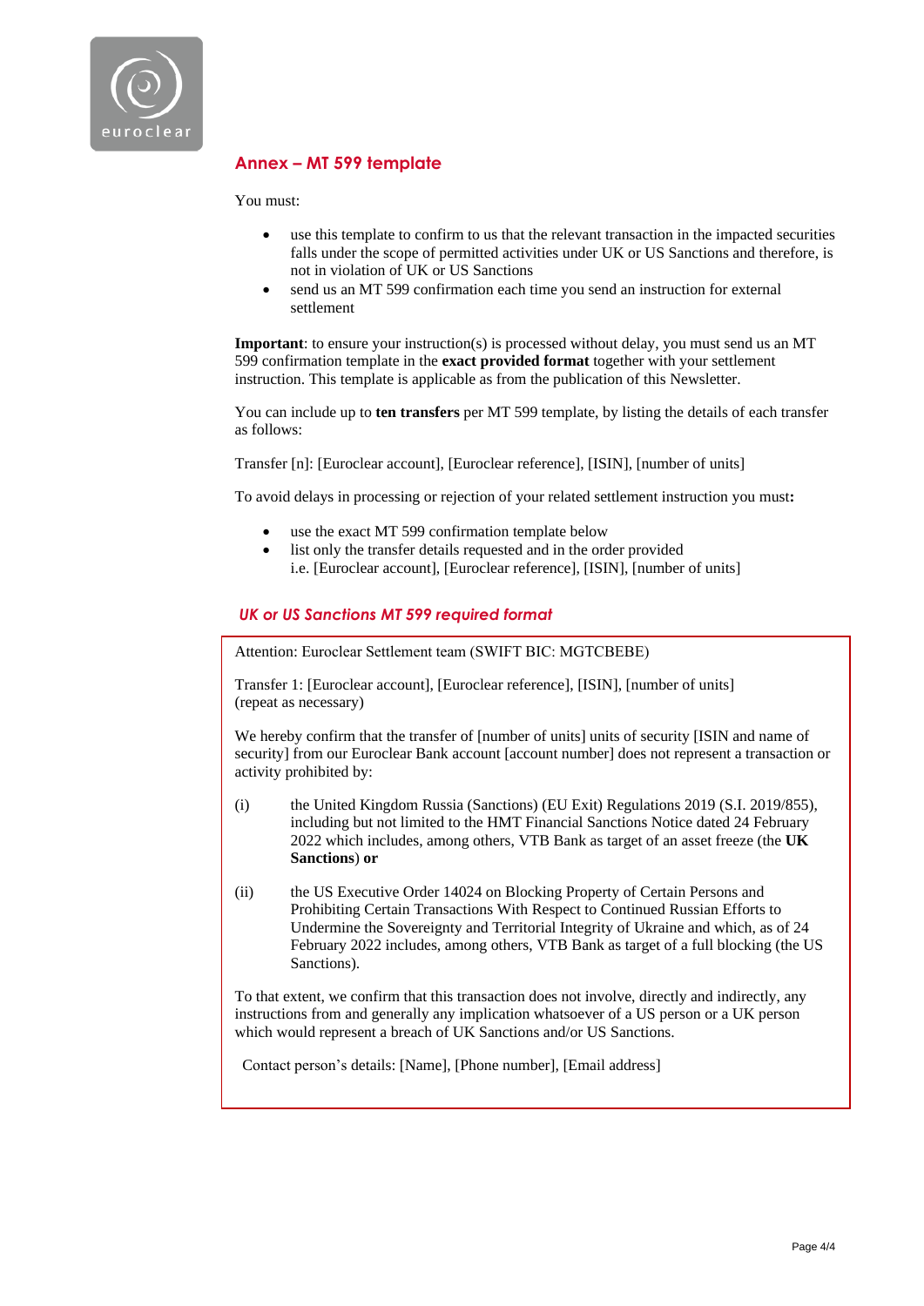## Annex – MT 599 template

You must:

- use this template to confirm to us that the relevant transaction in the impacted securities falls under the scope of permitted activities under UK or US Sanctions and therefore, is not in violation of UK or US Sanctions
- send us an MT 599 confirmation each time you send an instruction for external settlement

**Important**: to ensure your instruction(s) is processed without delay, you must send us an MT 599 confirmation template in the **exact provided format** together with your settlement instruction. This template is applicable as from the publication of this Newsletter.

You can include up to **ten transfers** per MT 599 template, by listing the details of each transfer as follows:

Transfer [n]: [Euroclear account], [Euroclear reference], [ISIN], [number of units]

To avoid delays in processing or rejection of your related settlement instruction you must**:**

- use the exact MT 599 confirmation template below
- list only the transfer details requested and in the order provided i.e. [Euroclear account], [Euroclear reference], [ISIN], [number of units]

### *UK or US Sanctions MT 599 required format*

Attention: Euroclear Settlement team (SWIFT BIC: MGTCBEBE)

Transfer 1: [Euroclear account], [Euroclear reference], [ISIN], [number of units]
(repeat as necessary)

We hereby confirm that the transfer of [number of units] units of security [ISIN and name of security] from our Euroclear Bank account [account number] does not represent a transaction or activity prohibited by:

(i) the United Kingdom Russia (Sanctions) (EU Exit) Regulations 2019 (S.I. 2019/855), including but not limited to the HMT Financial Sanctions Notice dated 24 February 2022 which includes, among others, VTB Bank as target of an asset freeze (the **UK Sanctions**) **or**

(ii) the US Executive Order 14024 on Blocking Property of Certain Persons and Prohibiting Certain Transactions With Respect to Continued Russian Efforts to Undermine the Sovereignty and Territorial Integrity of Ukraine and which, as of 24 February 2022 includes, among others, VTB Bank as target of a full blocking (the US Sanctions).

To that extent, we confirm that this transaction does not involve, directly and indirectly, any instructions from and generally any implication whatsoever of a US person or a UK person which would represent a breach of UK Sanctions and/or US Sanctions.

Contact person's details: [Name], [Phone number], [Email address]